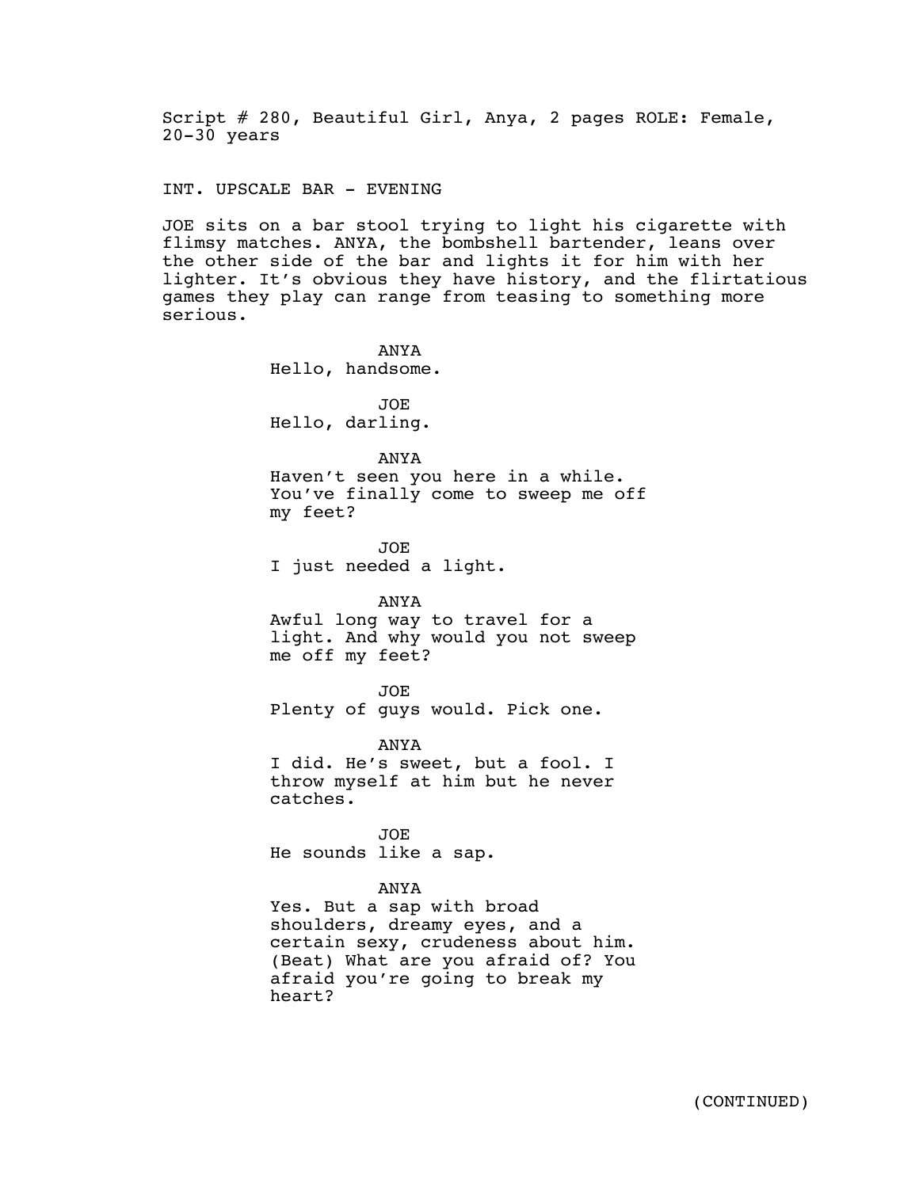Script # 280, Beautiful Girl, Anya, 2 pages ROLE: Female, 20-30 years

INT. UPSCALE BAR - EVENING

JOE sits on a bar stool trying to light his cigarette with flimsy matches. ANYA, the bombshell bartender, leans over the other side of the bar and lights it for him with her lighter. It's obvious they have history, and the flirtatious games they play can range from teasing to something more serious.

ANYA
Hello, handsome.

JOE
Hello, darling.

ANYA
Haven't seen you here in a while. You've finally come to sweep me off my feet?

JOE
I just needed a light.

ANYA
Awful long way to travel for a light. And why would you not sweep me off my feet?

JOE
Plenty of guys would. Pick one.

ANYA
I did. He's sweet, but a fool. I throw myself at him but he never catches.

JOE
He sounds like a sap.

ANYA
Yes. But a sap with broad shoulders, dreamy eyes, and a certain sexy, crudeness about him. (Beat) What are you afraid of? You afraid you're going to break my heart?

(CONTINUED)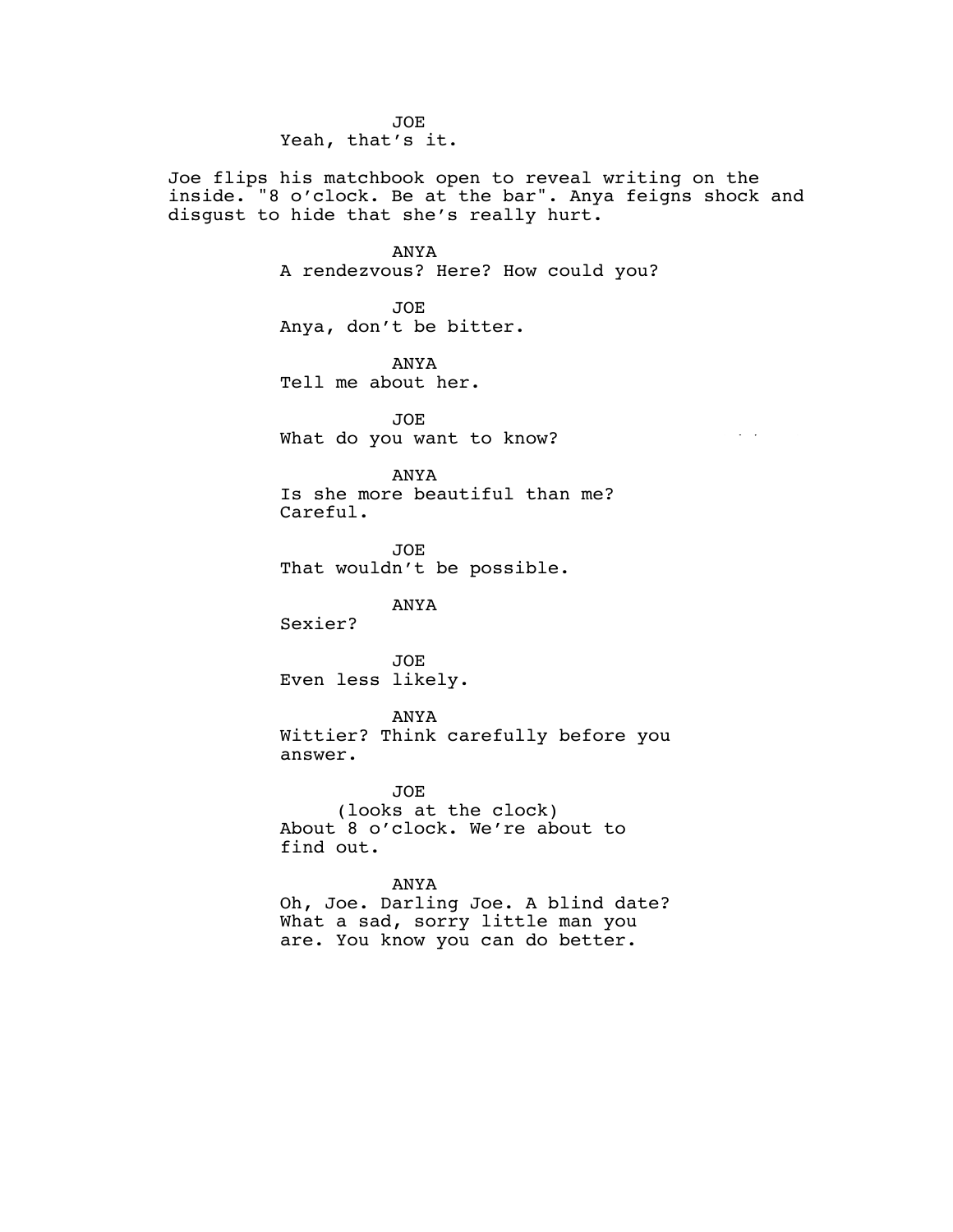JOE
Yeah, that's it.

Joe flips his matchbook open to reveal writing on the inside. "8 o'clock. Be at the bar". Anya feigns shock and disgust to hide that she's really hurt.

ANYA
A rendezvous? Here? How could you?

JOE
Anya, don't be bitter.

ANYA
Tell me about her.

JOE
What do you want to know?

ANYA
Is she more beautiful than me? Careful.

JOE
That wouldn't be possible.

ANYA
Sexier?

JOE
Even less likely.

ANYA
Wittier? Think carefully before you answer.

JOE
(looks at the clock)
About 8 o'clock. We're about to find out.

ANYA
Oh, Joe. Darling Joe. A blind date? What a sad, sorry little man you are. You know you can do better.